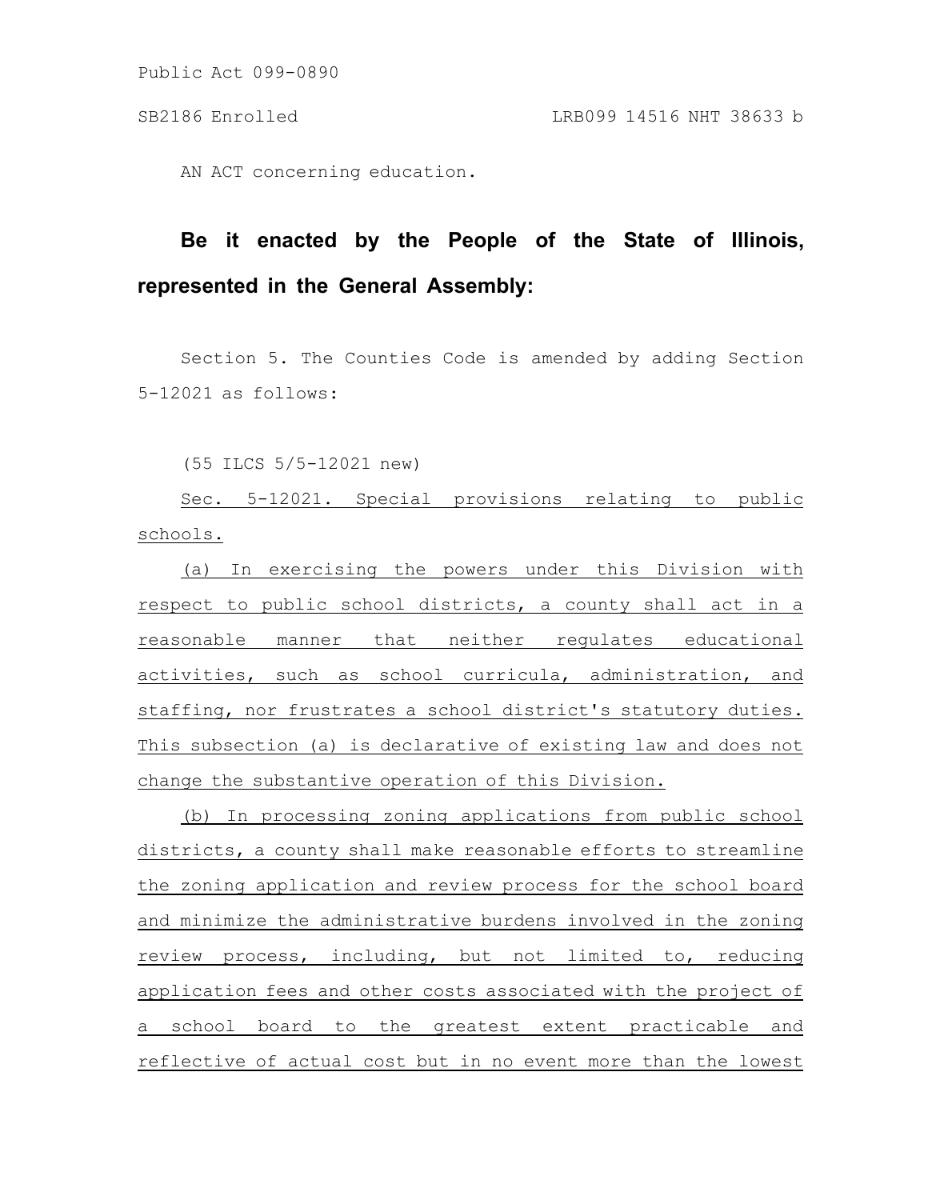Public Act 099-0890

SB2186 Enrolled LRB099 14516 NHT 38633 b

AN ACT concerning education.

**Be it enacted by the People of the State of Illinois, represented in the General Assembly:**

Section 5. The Counties Code is amended by adding Section 5-12021 as follows:

(55 ILCS 5/5-12021 new)

Sec. 5-12021. Special provisions relating to public schools.

(a) In exercising the powers under this Division with respect to public school districts, a county shall act in a reasonable manner that neither regulates educational activities, such as school curricula, administration, and staffing, nor frustrates a school district's statutory duties. This subsection (a) is declarative of existing law and does not change the substantive operation of this Division.

(b) In processing zoning applications from public school districts, a county shall make reasonable efforts to streamline the zoning application and review process for the school board and minimize the administrative burdens involved in the zoning review process, including, but not limited to, reducing application fees and other costs associated with the project of a school board to the greatest extent practicable and reflective of actual cost but in no event more than the lowest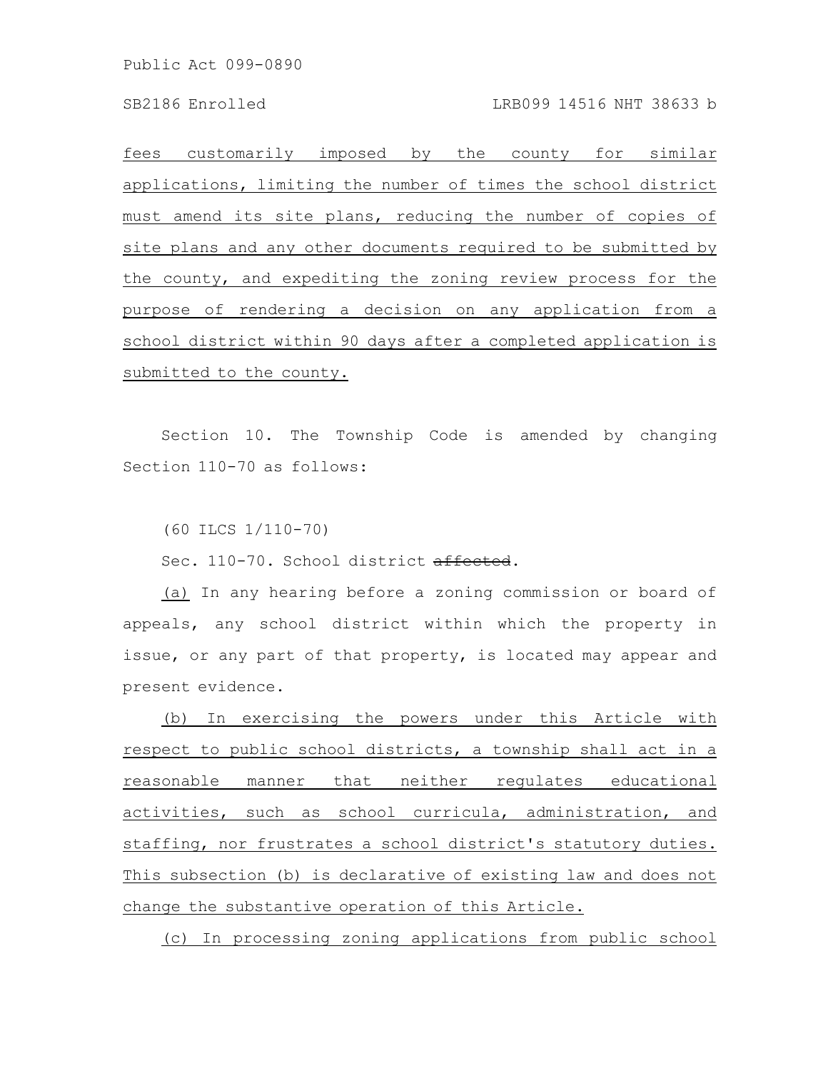fees customarily imposed by the county for similar applications, limiting the number of times the school district must amend its site plans, reducing the number of copies of site plans and any other documents required to be submitted by the county, and expediting the zoning review process for the purpose of rendering a decision on any application from a school district within 90 days after a completed application is submitted to the county.

Section 10. The Township Code is amended by changing Section 110-70 as follows:

(60 ILCS 1/110-70)

Sec. 110-70. School district ~~affected~~.

(a) In any hearing before a zoning commission or board of appeals, any school district within which the property in issue, or any part of that property, is located may appear and present evidence.

(b) In exercising the powers under this Article with respect to public school districts, a township shall act in a reasonable manner that neither regulates educational activities, such as school curricula, administration, and staffing, nor frustrates a school district's statutory duties. This subsection (b) is declarative of existing law and does not change the substantive operation of this Article.

(c) In processing zoning applications from public school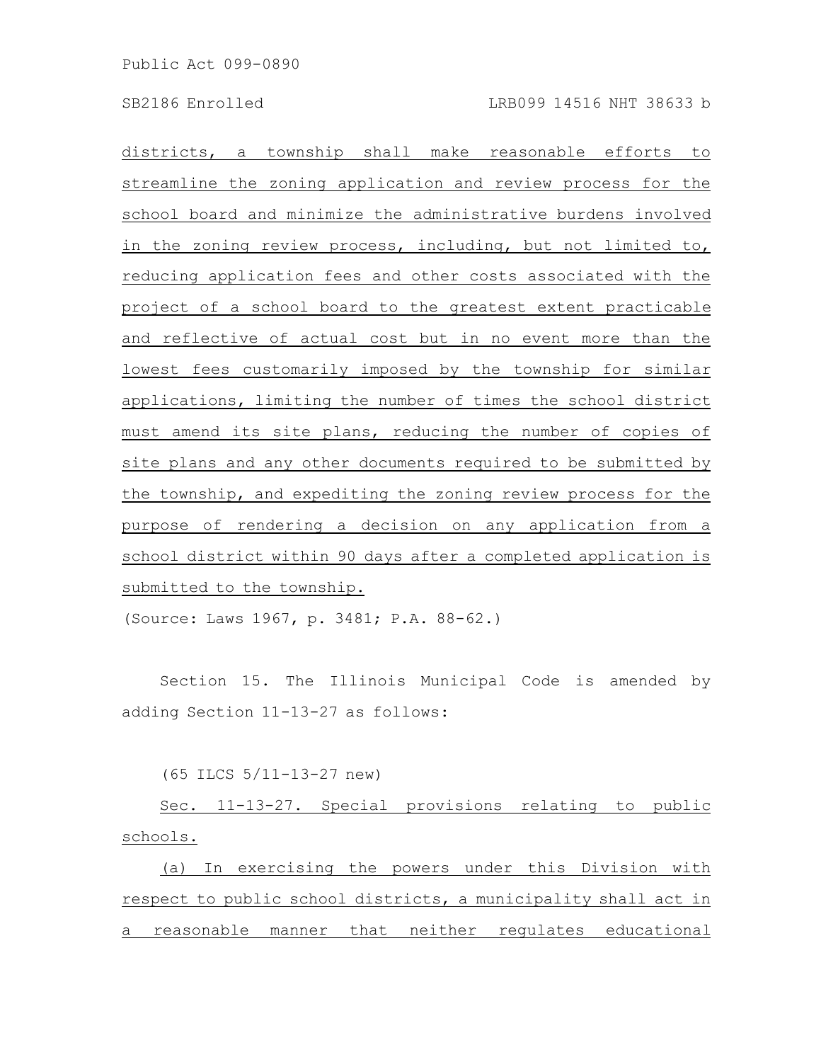districts, a township shall make reasonable efforts to streamline the zoning application and review process for the school board and minimize the administrative burdens involved in the zoning review process, including, but not limited to, reducing application fees and other costs associated with the project of a school board to the greatest extent practicable and reflective of actual cost but in no event more than the lowest fees customarily imposed by the township for similar applications, limiting the number of times the school district must amend its site plans, reducing the number of copies of site plans and any other documents required to be submitted by the township, and expediting the zoning review process for the purpose of rendering a decision on any application from a school district within 90 days after a completed application is submitted to the township.

(Source: Laws 1967, p. 3481; P.A. 88-62.)

Section 15. The Illinois Municipal Code is amended by adding Section 11-13-27 as follows:

(65 ILCS 5/11-13-27 new)

Sec. 11-13-27. Special provisions relating to public schools.

(a) In exercising the powers under this Division with respect to public school districts, a municipality shall act in a reasonable manner that neither regulates educational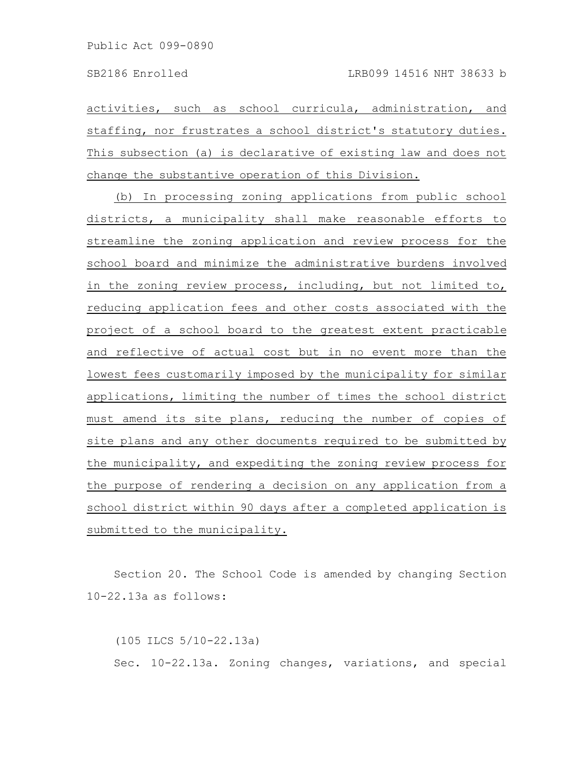activities, such as school curricula, administration, and staffing, nor frustrates a school district's statutory duties. This subsection (a) is declarative of existing law and does not change the substantive operation of this Division.

(b) In processing zoning applications from public school districts, a municipality shall make reasonable efforts to streamline the zoning application and review process for the school board and minimize the administrative burdens involved in the zoning review process, including, but not limited to, reducing application fees and other costs associated with the project of a school board to the greatest extent practicable and reflective of actual cost but in no event more than the lowest fees customarily imposed by the municipality for similar applications, limiting the number of times the school district must amend its site plans, reducing the number of copies of site plans and any other documents required to be submitted by the municipality, and expediting the zoning review process for the purpose of rendering a decision on any application from a school district within 90 days after a completed application is submitted to the municipality.

Section 20. The School Code is amended by changing Section 10-22.13a as follows:

(105 ILCS 5/10-22.13a)

Sec. 10-22.13a. Zoning changes, variations, and special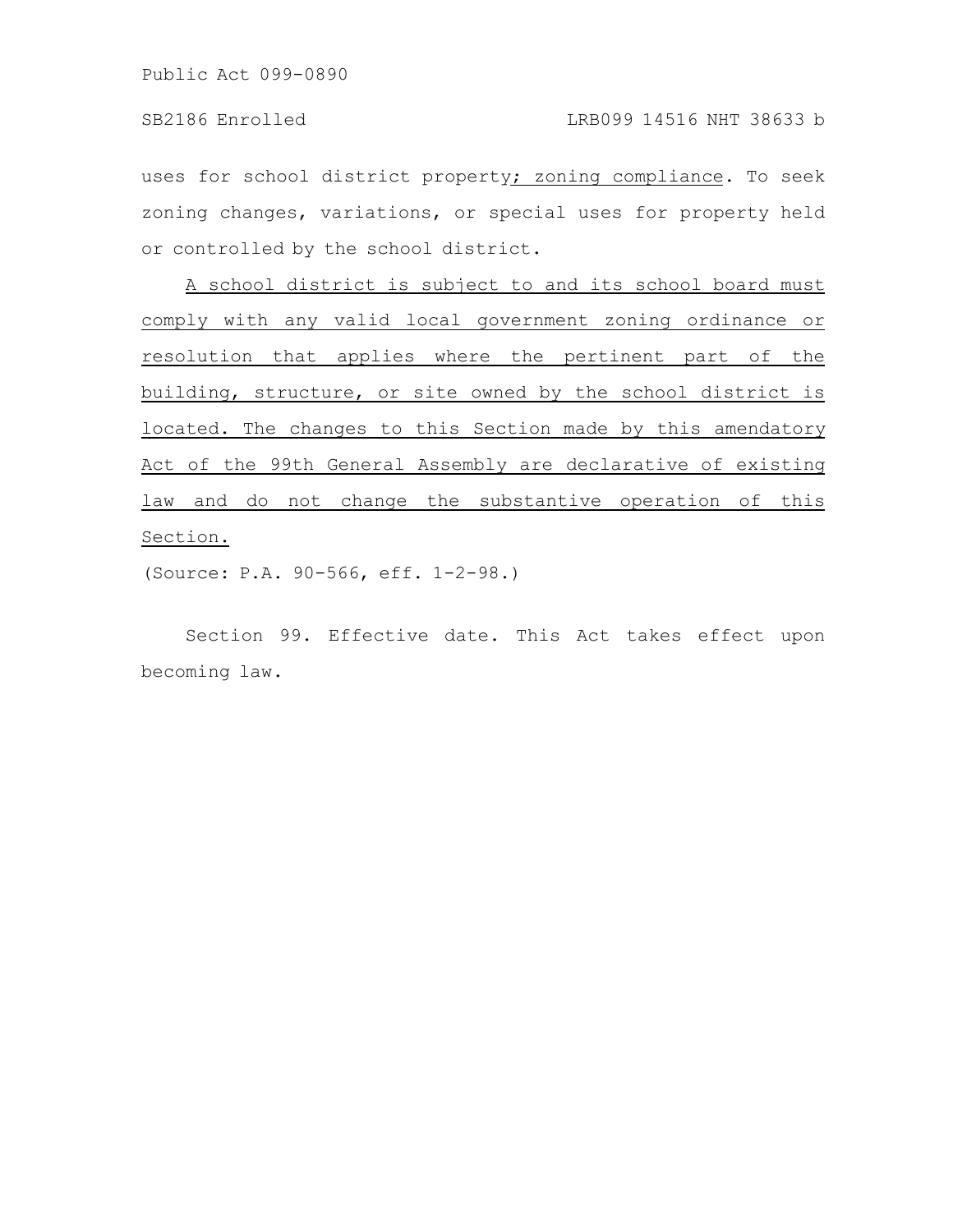uses for school district property; zoning compliance. To seek zoning changes, variations, or special uses for property held or controlled by the school district.

A school district is subject to and its school board must comply with any valid local government zoning ordinance or resolution that applies where the pertinent part of the building, structure, or site owned by the school district is located. The changes to this Section made by this amendatory Act of the 99th General Assembly are declarative of existing law and do not change the substantive operation of this Section.

(Source: P.A. 90-566, eff. 1-2-98.)

Section 99. Effective date. This Act takes effect upon becoming law.